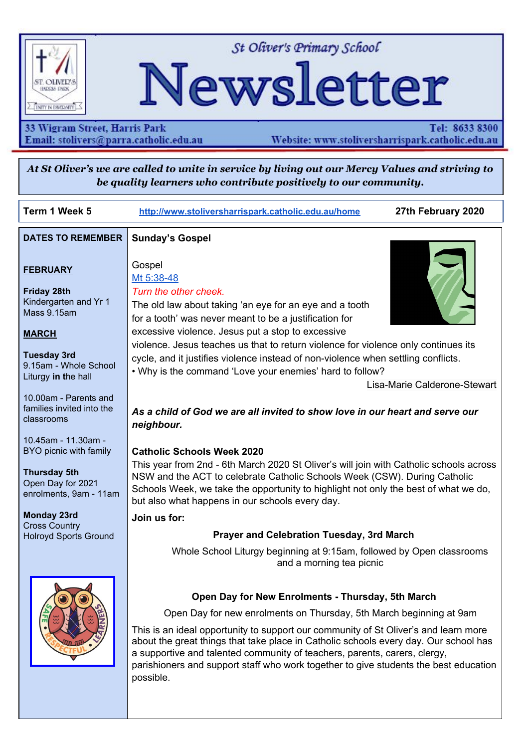# St Oliver's Primary School Newsletter

33 Wigram Street, Harris Park
Email: stolivers@parra.catholic.edu.au

Tel: 8633 8300
Website: www.stoliversharrispark.catholic.edu.au

***At St Oliver's we are called to unite in service by living out our Mercy Values and striving to be quality learners who contribute positively to our community.***

**Term 1 Week 5** | http://www.stoliversharrispark.catholic.edu.au/home | **27th February 2020**

## DATES TO REMEMBER

**FEBRUARY**

**Friday 28th**
Kindergarten and Yr 1 Mass 9.15am

**MARCH**

**Tuesday 3rd**
9.15am - Whole School Liturgy **in** **t**he hall

10.00am - Parents and families invited into the classrooms

10.45am - 11.30am - BYO picnic with family

**Thursday 5th**
Open Day for 2021 enrolments, 9am - 11am

**Monday 23rd**
Cross Country
Holroyd Sports Ground

## Sunday's Gospel

Gospel
Mt 5:38-48
*Turn the other cheek.*
The old law about taking 'an eye for an eye and a tooth for a tooth' was never meant to be a justification for excessive violence. Jesus put a stop to excessive violence. Jesus teaches us that to return violence for violence only continues its cycle, and it justifies violence instead of non-violence when settling conflicts.
• Why is the command 'Love your enemies' hard to follow?

Lisa-Marie Calderone-Stewart

***As a child of God we are all invited to show love in our heart and serve our neighbour.***

## Catholic Schools Week 2020

This year from 2nd - 6th March 2020 St Oliver's will join with Catholic schools across NSW and the ACT to celebrate Catholic Schools Week (CSW). During Catholic Schools Week, we take the opportunity to highlight not only the best of what we do, but also what happens in our schools every day.

**Join us for:**

**Prayer and Celebration Tuesday, 3rd March**

Whole School Liturgy beginning at 9:15am, followed by Open classrooms and a morning tea picnic

**Open Day for New Enrolments - Thursday, 5th March**

Open Day for new enrolments on Thursday, 5th March beginning at 9am

This is an ideal opportunity to support our community of St Oliver's and learn more about the great things that take place in Catholic schools every day. Our school has a supportive and talented community of teachers, parents, carers, clergy, parishioners and support staff who work together to give students the best education possible.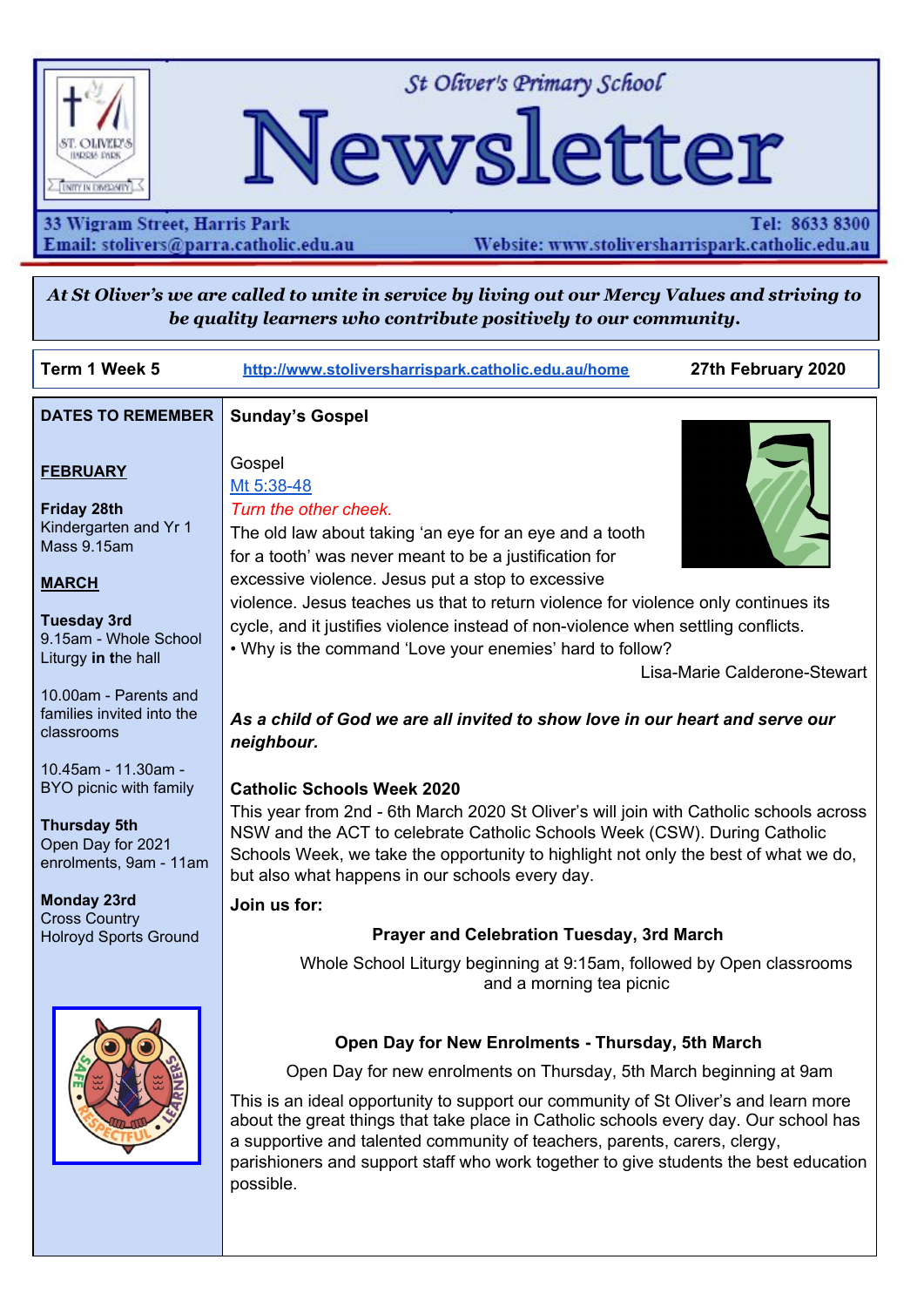# St Oliver's Primary School Newsletter

33 Wigram Street, Harris Park | Tel: 8633 8300
Email: stolivers@parra.catholic.edu.au | Website: www.stoliversharrispark.catholic.edu.au

***At St Oliver's we are called to unite in service by living out our Mercy Values and striving to be quality learners who contribute positively to our community.***

**Term 1 Week 5** | http://www.stoliversharrispark.catholic.edu.au/home | **27th February 2020**

## DATES TO REMEMBER

**FEBRUARY**

**Friday 28th**
Kindergarten and Yr 1 Mass 9.15am

**MARCH**

**Tuesday 3rd**
9.15am - Whole School Liturgy **in** the hall

10.00am - Parents and families invited into the classrooms

10.45am - 11.30am - BYO picnic with family

**Thursday 5th**
Open Day for 2021 enrolments, 9am - 11am

**Monday 23rd**
Cross Country
Holroyd Sports Ground

## Sunday's Gospel

Gospel
Mt 5:38-48
*Turn the other cheek.*
The old law about taking 'an eye for an eye and a tooth for a tooth' was never meant to be a justification for excessive violence. Jesus put a stop to excessive violence. Jesus teaches us that to return violence for violence only continues its cycle, and it justifies violence instead of non-violence when settling conflicts.
• Why is the command 'Love your enemies' hard to follow?

Lisa-Marie Calderone-Stewart

***As a child of God we are all invited to show love in our heart and serve our neighbour.***

## Catholic Schools Week 2020

This year from 2nd - 6th March 2020 St Oliver's will join with Catholic schools across NSW and the ACT to celebrate Catholic Schools Week (CSW). During Catholic Schools Week, we take the opportunity to highlight not only the best of what we do, but also what happens in our schools every day.

**Join us for:**

**Prayer and Celebration Tuesday, 3rd March**

Whole School Liturgy beginning at 9:15am, followed by Open classrooms and a morning tea picnic

**Open Day for New Enrolments - Thursday, 5th March**

Open Day for new enrolments on Thursday, 5th March beginning at 9am

This is an ideal opportunity to support our community of St Oliver's and learn more about the great things that take place in Catholic schools every day. Our school has a supportive and talented community of teachers, parents, carers, clergy, parishioners and support staff who work together to give students the best education possible.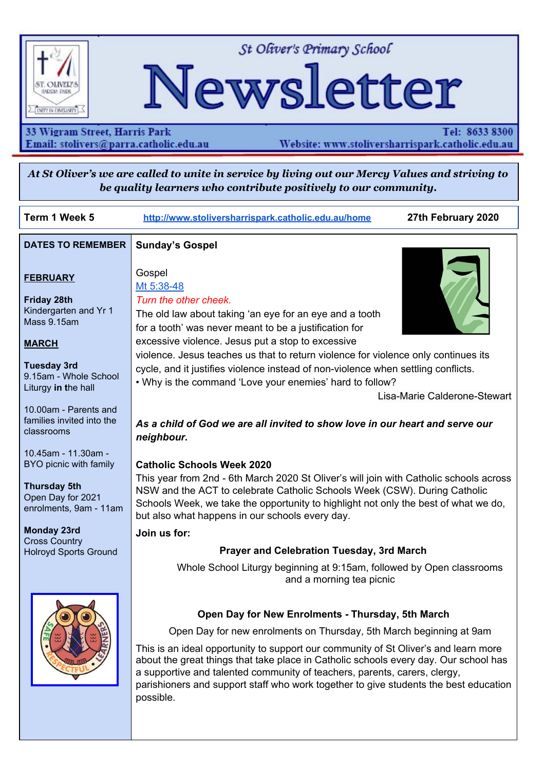St Oliver's Primary School

# Newsletter

33 Wigram Street, Harris Park
Email: stolivers@parra.catholic.edu.au

Tel: 8633 8300
Website: www.stoliversharrispark.catholic.edu.au

***At St Oliver's we are called to unite in service by living out our Mercy Values and striving to be quality learners who contribute positively to our community.***

**Term 1 Week 5** http://www.stoliversharrispark.catholic.edu.au/home **27th February 2020**

## DATES TO REMEMBER

### FEBRUARY

**Friday 28th**
Kindergarten and Yr 1 Mass 9.15am

### MARCH

**Tuesday 3rd**
9.15am - Whole School Liturgy **in t**he hall

10.00am - Parents and families invited into the classrooms

10.45am - 11.30am - BYO picnic with family

**Thursday 5th**
Open Day for 2021 enrolments, 9am - 11am

**Monday 23rd**
Cross Country
Holroyd Sports Ground

## Sunday's Gospel

Gospel
Mt 5:38-48
*Turn the other cheek.*
The old law about taking 'an eye for an eye and a tooth for a tooth' was never meant to be a justification for excessive violence. Jesus put a stop to excessive violence. Jesus teaches us that to return violence for violence only continues its cycle, and it justifies violence instead of non-violence when settling conflicts.
• Why is the command 'Love your enemies' hard to follow?

Lisa-Marie Calderone-Stewart

***As a child of God we are all invited to show love in our heart and serve our neighbour.***

## Catholic Schools Week 2020

This year from 2nd - 6th March 2020 St Oliver's will join with Catholic schools across NSW and the ACT to celebrate Catholic Schools Week (CSW). During Catholic Schools Week, we take the opportunity to highlight not only the best of what we do, but also what happens in our schools every day.

**Join us for:**

**Prayer and Celebration Tuesday, 3rd March**

Whole School Liturgy beginning at 9:15am, followed by Open classrooms and a morning tea picnic

**Open Day for New Enrolments - Thursday, 5th March**

Open Day for new enrolments on Thursday, 5th March beginning at 9am

This is an ideal opportunity to support our community of St Oliver's and learn more about the great things that take place in Catholic schools every day. Our school has a supportive and talented community of teachers, parents, carers, clergy, parishioners and support staff who work together to give students the best education possible.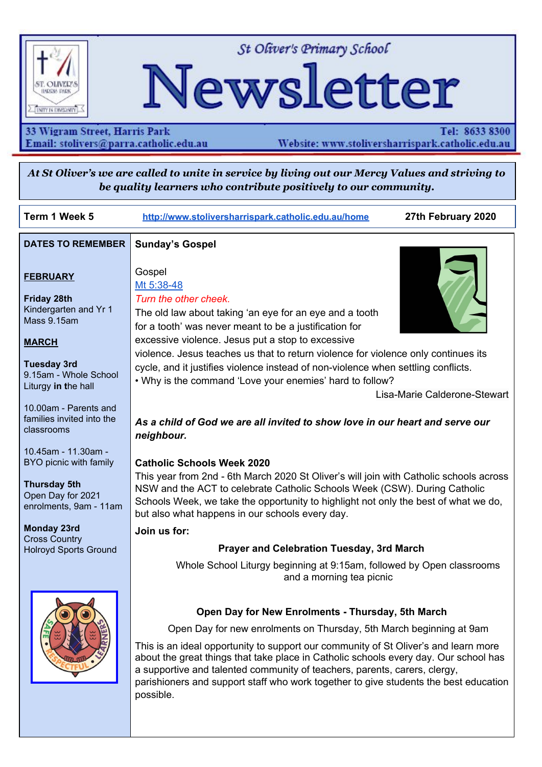St Oliver's Primary School

# Newsletter

33 Wigram Street, Harris Park — Tel: 8633 8300

Email: stolivers@parra.catholic.edu.au — Website: www.stoliversharrispark.catholic.edu.au

***At St Oliver's we are called to unite in service by living out our Mercy Values and striving to be quality learners who contribute positively to our community.***

**Term 1 Week 5** — http://www.stoliversharrispark.catholic.edu.au/home — **27th February 2020**

## DATES TO REMEMBER

**FEBRUARY**

**Friday 28th**
Kindergarten and Yr 1 Mass 9.15am

**MARCH**

**Tuesday 3rd**
9.15am - Whole School Liturgy **in t**he hall

10.00am - Parents and families invited into the classrooms

10.45am - 11.30am - BYO picnic with family

**Thursday 5th**
Open Day for 2021 enrolments, 9am - 11am

**Monday 23rd**
Cross Country
Holroyd Sports Ground

## Sunday's Gospel

Gospel
Mt 5:38-48
*Turn the other cheek.*
The old law about taking 'an eye for an eye and a tooth for a tooth' was never meant to be a justification for excessive violence. Jesus put a stop to excessive violence. Jesus teaches us that to return violence for violence only continues its cycle, and it justifies violence instead of non-violence when settling conflicts.
• Why is the command 'Love your enemies' hard to follow?

Lisa-Marie Calderone-Stewart

***As a child of God we are all invited to show love in our heart and serve our neighbour.***

## Catholic Schools Week 2020

This year from 2nd - 6th March 2020 St Oliver's will join with Catholic schools across NSW and the ACT to celebrate Catholic Schools Week (CSW). During Catholic Schools Week, we take the opportunity to highlight not only the best of what we do, but also what happens in our schools every day.

**Join us for:**

**Prayer and Celebration Tuesday, 3rd March**

Whole School Liturgy beginning at 9:15am, followed by Open classrooms and a morning tea picnic

**Open Day for New Enrolments - Thursday, 5th March**

Open Day for new enrolments on Thursday, 5th March beginning at 9am

This is an ideal opportunity to support our community of St Oliver's and learn more about the great things that take place in Catholic schools every day. Our school has a supportive and talented community of teachers, parents, carers, clergy, parishioners and support staff who work together to give students the best education possible.